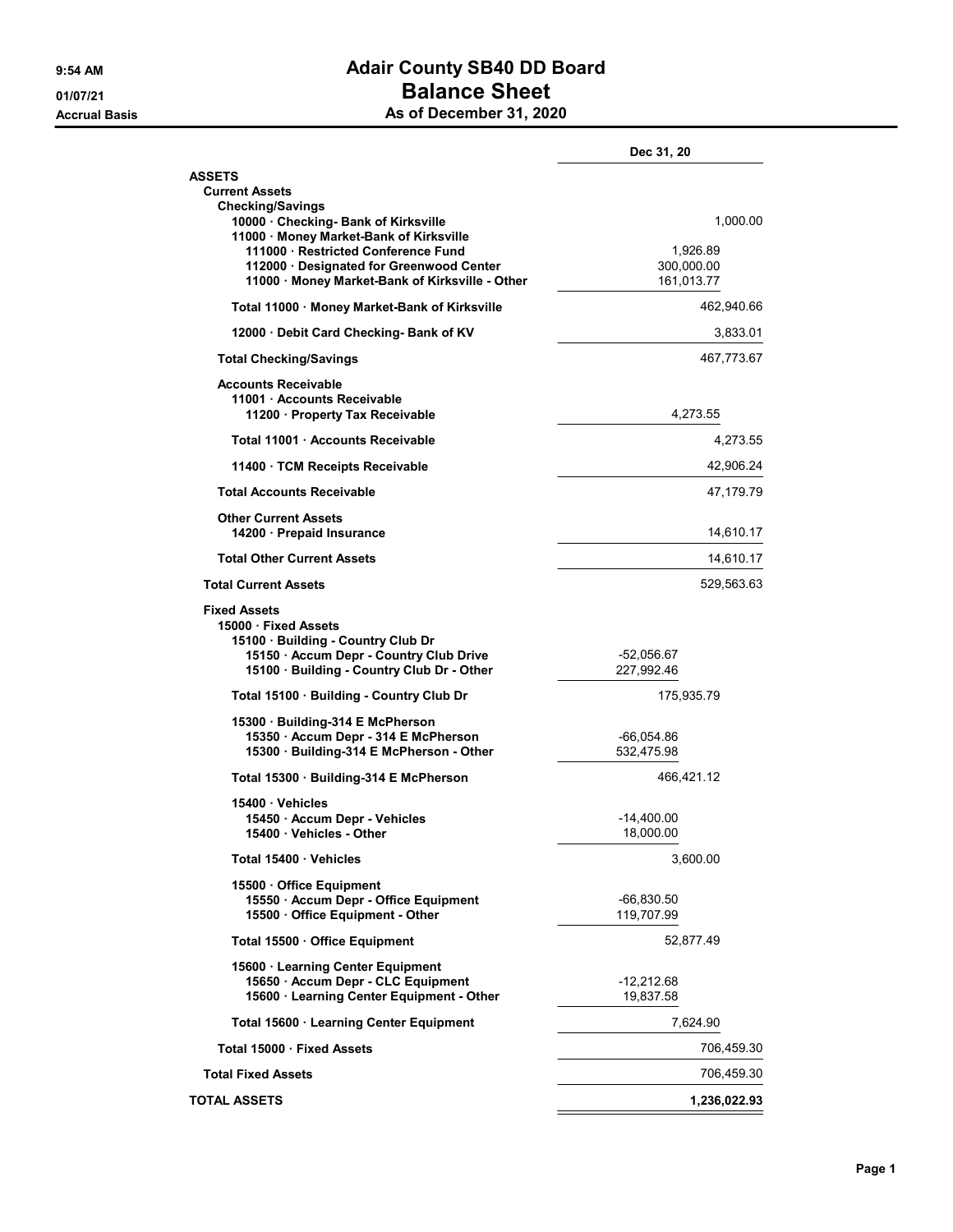# Adair County SB40 DD Board

## Balance Sheet

### As of December 31, 2020

9:54 AM
01/07/21
Accrual Basis

| | | Dec 31, 20 |
|---|---|---|
| **ASSETS** | | |
| **Current Assets** | | |
| **Checking/Savings** | | |
| 10000 · Checking- Bank of Kirksville | | 1,000.00 |
| 11000 · Money Market-Bank of Kirksville | | |
| 111000 · Restricted Conference Fund | 1,926.89 | |
| 112000 · Designated for Greenwood Center | 300,000.00 | |
| 11000 · Money Market-Bank of Kirksville - Other | 161,013.77 | |
| **Total 11000 · Money Market-Bank of Kirksville** | | 462,940.66 |
| 12000 · Debit Card Checking- Bank of KV | | 3,833.01 |
| **Total Checking/Savings** | | 467,773.67 |
| **Accounts Receivable** | | |
| 11001 · Accounts Receivable | | |
| 11200 · Property Tax Receivable | 4,273.55 | |
| **Total 11001 · Accounts Receivable** | | 4,273.55 |
| 11400 · TCM Receipts Receivable | | 42,906.24 |
| **Total Accounts Receivable** | | 47,179.79 |
| **Other Current Assets** | | |
| 14200 · Prepaid Insurance | | 14,610.17 |
| **Total Other Current Assets** | | 14,610.17 |
| **Total Current Assets** | | 529,563.63 |
| **Fixed Assets** | | |
| 15000 · Fixed Assets | | |
| 15100 · Building - Country Club Dr | | |
| 15150 · Accum Depr - Country Club Drive | -52,056.67 | |
| 15100 · Building - Country Club Dr - Other | 227,992.46 | |
| **Total 15100 · Building - Country Club Dr** | 175,935.79 | |
| 15300 · Building-314 E McPherson | | |
| 15350 · Accum Depr - 314 E McPherson | -66,054.86 | |
| 15300 · Building-314 E McPherson - Other | 532,475.98 | |
| **Total 15300 · Building-314 E McPherson** | 466,421.12 | |
| 15400 · Vehicles | | |
| 15450 · Accum Depr - Vehicles | -14,400.00 | |
| 15400 · Vehicles - Other | 18,000.00 | |
| **Total 15400 · Vehicles** | 3,600.00 | |
| 15500 · Office Equipment | | |
| 15550 · Accum Depr - Office Equipment | -66,830.50 | |
| 15500 · Office Equipment - Other | 119,707.99 | |
| **Total 15500 · Office Equipment** | 52,877.49 | |
| 15600 · Learning Center Equipment | | |
| 15650 · Accum Depr - CLC Equipment | -12,212.68 | |
| 15600 · Learning Center Equipment - Other | 19,837.58 | |
| **Total 15600 · Learning Center Equipment** | 7,624.90 | |
| **Total 15000 · Fixed Assets** | | 706,459.30 |
| **Total Fixed Assets** | | 706,459.30 |
| **TOTAL ASSETS** | | **1,236,022.93** |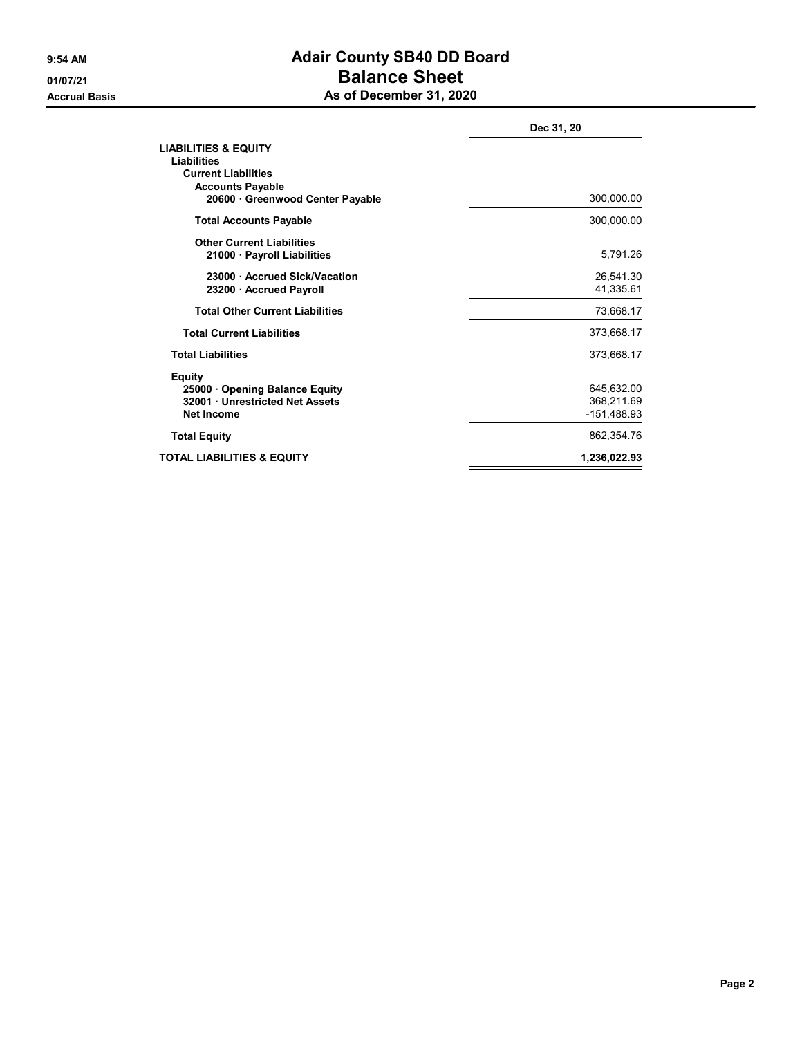# Adair County SB40 DD Board
## Balance Sheet
### As of December 31, 2020

9:54 AM
01/07/21
Accrual Basis

| | Dec 31, 20 |
|---|---|
| **LIABILITIES & EQUITY** | |
| **Liabilities** | |
| **Current Liabilities** | |
| **Accounts Payable** | |
| **20600 · Greenwood Center Payable** | 300,000.00 |
| **Total Accounts Payable** | 300,000.00 |
| **Other Current Liabilities** | |
| **21000 · Payroll Liabilities** | 5,791.26 |
| **23000 · Accrued Sick/Vacation** | 26,541.30 |
| **23200 · Accrued Payroll** | 41,335.61 |
| **Total Other Current Liabilities** | 73,668.17 |
| **Total Current Liabilities** | 373,668.17 |
| **Total Liabilities** | 373,668.17 |
| **Equity** | |
| **25000 · Opening Balance Equity** | 645,632.00 |
| **32001 · Unrestricted Net Assets** | 368,211.69 |
| **Net Income** | -151,488.93 |
| **Total Equity** | 862,354.76 |
| **TOTAL LIABILITIES & EQUITY** | **1,236,022.93** |